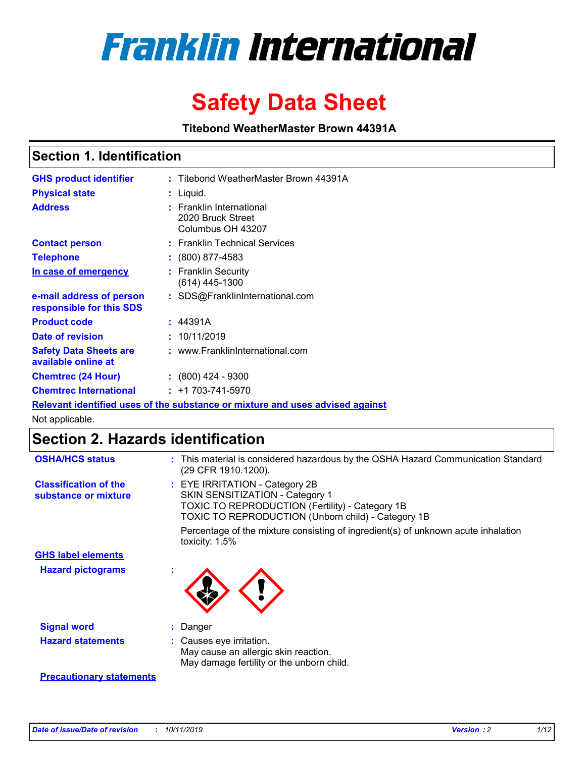# Franklin International

# Safety Data Sheet

**Titebond WeatherMaster Brown 44391A**

## Section 1. Identification

| | | |
|---|---|---|
| **GHS product identifier** | : | Titebond WeatherMaster Brown 44391A |
| **Physical state** | : | Liquid. |
| **Address** | : | Franklin International<br>2020 Bruck Street<br>Columbus OH 43207 |
| **Contact person** | : | Franklin Technical Services |
| **Telephone** | : | (800) 877-4583 |
| **In case of emergency** | : | Franklin Security<br>(614) 445-1300 |
| **e-mail address of person responsible for this SDS** | : | SDS@FranklinInternational.com |
| **Product code** | : | 44391A |
| **Date of revision** | : | 10/11/2019 |
| **Safety Data Sheets are available online at** | : | www.FranklinInternational.com |
| **Chemtrec (24 Hour)** | : | (800) 424 - 9300 |
| **Chemtrec International** | : | +1 703-741-5970 |

**Relevant identified uses of the substance or mixture and uses advised against**

Not applicable.

## Section 2. Hazards identification

| | | |
|---|---|---|
| **OSHA/HCS status** | : | This material is considered hazardous by the OSHA Hazard Communication Standard (29 CFR 1910.1200). |
| **Classification of the substance or mixture** | : | EYE IRRITATION - Category 2B<br>SKIN SENSITIZATION - Category 1<br>TOXIC TO REPRODUCTION (Fertility) - Category 1B<br>TOXIC TO REPRODUCTION (Unborn child) - Category 1B<br><br>Percentage of the mixture consisting of ingredient(s) of unknown acute inhalation toxicity: 1.5% |

**GHS label elements**

| | | |
|---|---|---|
| **Hazard pictograms** | : | |
| **Signal word** | : | Danger |
| **Hazard statements** | : | Causes eye irritation.<br>May cause an allergic skin reaction.<br>May damage fertility or the unborn child. |

**Precautionary statements**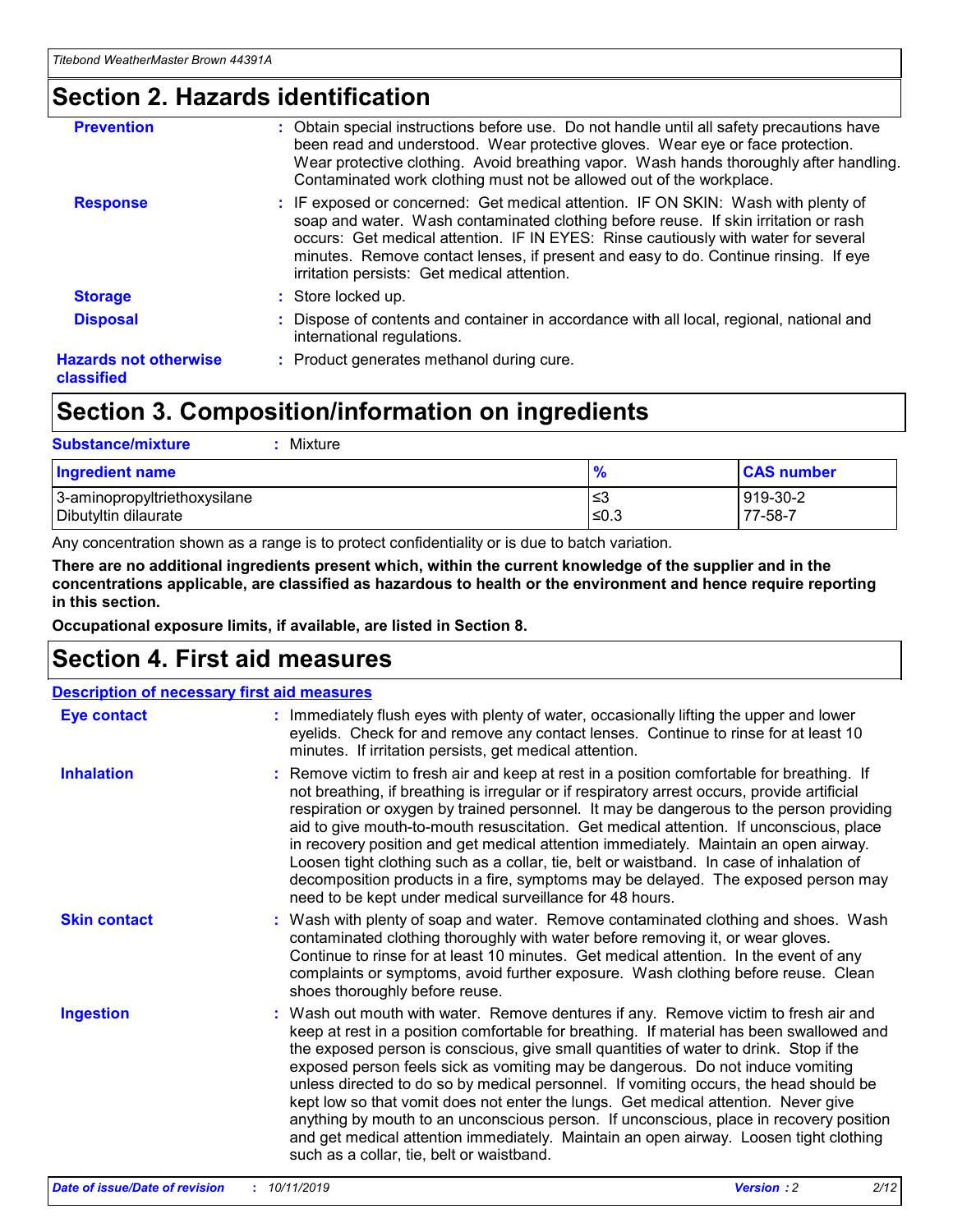## Section 2. Hazards identification

**Prevention** : Obtain special instructions before use. Do not handle until all safety precautions have been read and understood. Wear protective gloves. Wear eye or face protection. Wear protective clothing. Avoid breathing vapor. Wash hands thoroughly after handling. Contaminated work clothing must not be allowed out of the workplace.

**Response** : IF exposed or concerned: Get medical attention. IF ON SKIN: Wash with plenty of soap and water. Wash contaminated clothing before reuse. If skin irritation or rash occurs: Get medical attention. IF IN EYES: Rinse cautiously with water for several minutes. Remove contact lenses, if present and easy to do. Continue rinsing. If eye irritation persists: Get medical attention.

**Storage** : Store locked up.

**Disposal** : Dispose of contents and container in accordance with all local, regional, national and international regulations.

**Hazards not otherwise classified** : Product generates methanol during cure.

## Section 3. Composition/information on ingredients

**Substance/mixture** : Mixture

| Ingredient name | % | CAS number |
|---|---|---|
| 3-aminopropyltriethoxysilane | ≤3 | 919-30-2 |
| Dibutyltin dilaurate | ≤0.3 | 77-58-7 |

Any concentration shown as a range is to protect confidentiality or is due to batch variation.

**There are no additional ingredients present which, within the current knowledge of the supplier and in the concentrations applicable, are classified as hazardous to health or the environment and hence require reporting in this section.**

**Occupational exposure limits, if available, are listed in Section 8.**

## Section 4. First aid measures

**Description of necessary first aid measures**

**Eye contact** : Immediately flush eyes with plenty of water, occasionally lifting the upper and lower eyelids. Check for and remove any contact lenses. Continue to rinse for at least 10 minutes. If irritation persists, get medical attention.

**Inhalation** : Remove victim to fresh air and keep at rest in a position comfortable for breathing. If not breathing, if breathing is irregular or if respiratory arrest occurs, provide artificial respiration or oxygen by trained personnel. It may be dangerous to the person providing aid to give mouth-to-mouth resuscitation. Get medical attention. If unconscious, place in recovery position and get medical attention immediately. Maintain an open airway. Loosen tight clothing such as a collar, tie, belt or waistband. In case of inhalation of decomposition products in a fire, symptoms may be delayed. The exposed person may need to be kept under medical surveillance for 48 hours.

**Skin contact** : Wash with plenty of soap and water. Remove contaminated clothing and shoes. Wash contaminated clothing thoroughly with water before removing it, or wear gloves. Continue to rinse for at least 10 minutes. Get medical attention. In the event of any complaints or symptoms, avoid further exposure. Wash clothing before reuse. Clean shoes thoroughly before reuse.

**Ingestion** : Wash out mouth with water. Remove dentures if any. Remove victim to fresh air and keep at rest in a position comfortable for breathing. If material has been swallowed and the exposed person is conscious, give small quantities of water to drink. Stop if the exposed person feels sick as vomiting may be dangerous. Do not induce vomiting unless directed to do so by medical personnel. If vomiting occurs, the head should be kept low so that vomit does not enter the lungs. Get medical attention. Never give anything by mouth to an unconscious person. If unconscious, place in recovery position and get medical attention immediately. Maintain an open airway. Loosen tight clothing such as a collar, tie, belt or waistband.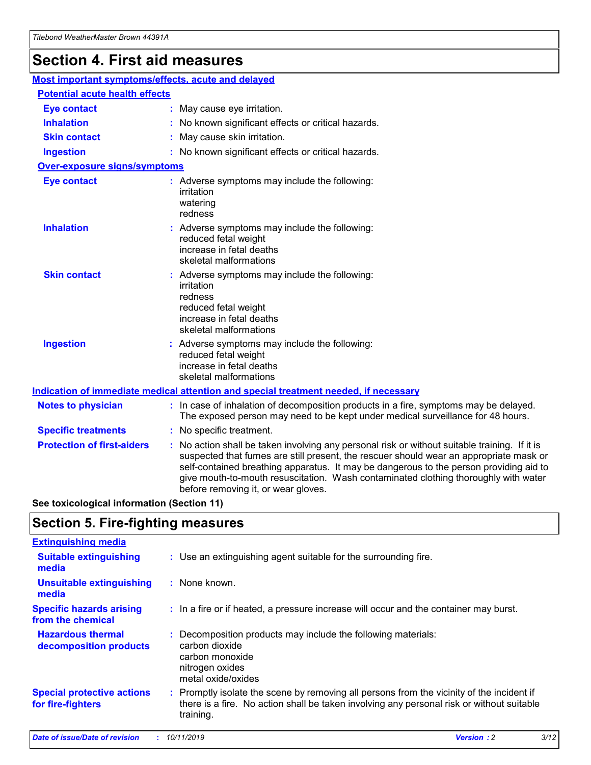# Section 4. First aid measures

## Most important symptoms/effects, acute and delayed

### Potential acute health effects

**Eye contact** : May cause eye irritation.

**Inhalation** : No known significant effects or critical hazards.

**Skin contact** : May cause skin irritation.

**Ingestion** : No known significant effects or critical hazards.

### Over-exposure signs/symptoms

**Eye contact** : Adverse symptoms may include the following:
irritation
watering
redness

**Inhalation** : Adverse symptoms may include the following:
reduced fetal weight
increase in fetal deaths
skeletal malformations

**Skin contact** : Adverse symptoms may include the following:
irritation
redness
reduced fetal weight
increase in fetal deaths
skeletal malformations

**Ingestion** : Adverse symptoms may include the following:
reduced fetal weight
increase in fetal deaths
skeletal malformations

## Indication of immediate medical attention and special treatment needed, if necessary

**Notes to physician** : In case of inhalation of decomposition products in a fire, symptoms may be delayed. The exposed person may need to be kept under medical surveillance for 48 hours.

**Specific treatments** : No specific treatment.

**Protection of first-aiders** : No action shall be taken involving any personal risk or without suitable training. If it is suspected that fumes are still present, the rescuer should wear an appropriate mask or self-contained breathing apparatus. It may be dangerous to the person providing aid to give mouth-to-mouth resuscitation. Wash contaminated clothing thoroughly with water before removing it, or wear gloves.

**See toxicological information (Section 11)**

# Section 5. Fire-fighting measures

## Extinguishing media

**Suitable extinguishing media** : Use an extinguishing agent suitable for the surrounding fire.

**Unsuitable extinguishing media** : None known.

**Specific hazards arising from the chemical** : In a fire or if heated, a pressure increase will occur and the container may burst.

**Hazardous thermal decomposition products** : Decomposition products may include the following materials:
carbon dioxide
carbon monoxide
nitrogen oxides
metal oxide/oxides

**Special protective actions for fire-fighters** : Promptly isolate the scene by removing all persons from the vicinity of the incident if there is a fire. No action shall be taken involving any personal risk or without suitable training.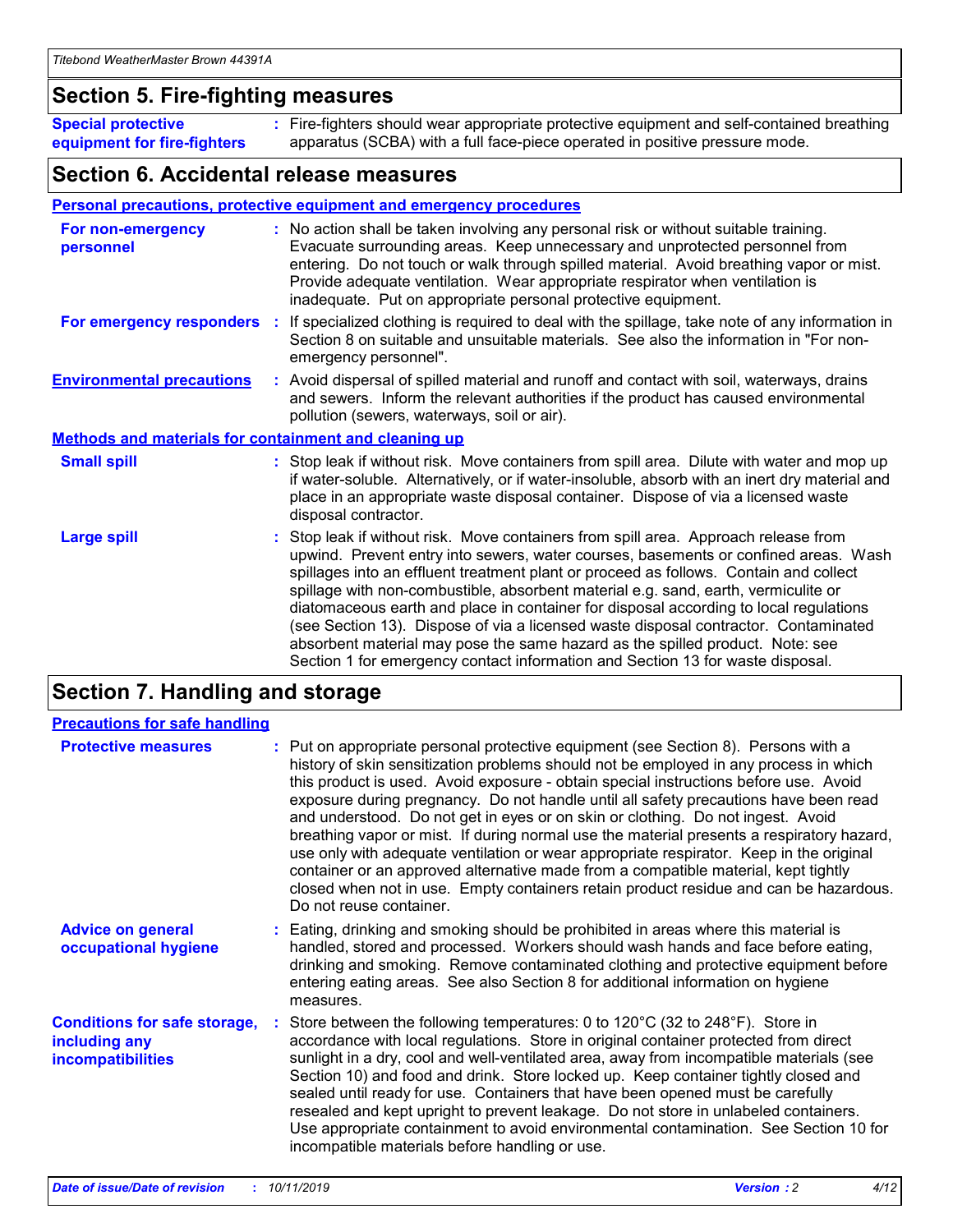## Section 5. Fire-fighting measures

**Special protective equipment for fire-fighters** : Fire-fighters should wear appropriate protective equipment and self-contained breathing apparatus (SCBA) with a full face-piece operated in positive pressure mode.

## Section 6. Accidental release measures

### Personal precautions, protective equipment and emergency procedures

**For non-emergency personnel** : No action shall be taken involving any personal risk or without suitable training. Evacuate surrounding areas. Keep unnecessary and unprotected personnel from entering. Do not touch or walk through spilled material. Avoid breathing vapor or mist. Provide adequate ventilation. Wear appropriate respirator when ventilation is inadequate. Put on appropriate personal protective equipment.

**For emergency responders** : If specialized clothing is required to deal with the spillage, take note of any information in Section 8 on suitable and unsuitable materials. See also the information in "For non-emergency personnel".

**Environmental precautions** : Avoid dispersal of spilled material and runoff and contact with soil, waterways, drains and sewers. Inform the relevant authorities if the product has caused environmental pollution (sewers, waterways, soil or air).

### Methods and materials for containment and cleaning up

**Small spill** : Stop leak if without risk. Move containers from spill area. Dilute with water and mop up if water-soluble. Alternatively, or if water-insoluble, absorb with an inert dry material and place in an appropriate waste disposal container. Dispose of via a licensed waste disposal contractor.

**Large spill** : Stop leak if without risk. Move containers from spill area. Approach release from upwind. Prevent entry into sewers, water courses, basements or confined areas. Wash spillages into an effluent treatment plant or proceed as follows. Contain and collect spillage with non-combustible, absorbent material e.g. sand, earth, vermiculite or diatomaceous earth and place in container for disposal according to local regulations (see Section 13). Dispose of via a licensed waste disposal contractor. Contaminated absorbent material may pose the same hazard as the spilled product. Note: see Section 1 for emergency contact information and Section 13 for waste disposal.

## Section 7. Handling and storage

### Precautions for safe handling

**Protective measures** : Put on appropriate personal protective equipment (see Section 8). Persons with a history of skin sensitization problems should not be employed in any process in which this product is used. Avoid exposure - obtain special instructions before use. Avoid exposure during pregnancy. Do not handle until all safety precautions have been read and understood. Do not get in eyes or on skin or clothing. Do not ingest. Avoid breathing vapor or mist. If during normal use the material presents a respiratory hazard, use only with adequate ventilation or wear appropriate respirator. Keep in the original container or an approved alternative made from a compatible material, kept tightly closed when not in use. Empty containers retain product residue and can be hazardous. Do not reuse container.

**Advice on general occupational hygiene** : Eating, drinking and smoking should be prohibited in areas where this material is handled, stored and processed. Workers should wash hands and face before eating, drinking and smoking. Remove contaminated clothing and protective equipment before entering eating areas. See also Section 8 for additional information on hygiene measures.

**Conditions for safe storage, including any incompatibilities** : Store between the following temperatures: 0 to 120°C (32 to 248°F). Store in accordance with local regulations. Store in original container protected from direct sunlight in a dry, cool and well-ventilated area, away from incompatible materials (see Section 10) and food and drink. Store locked up. Keep container tightly closed and sealed until ready for use. Containers that have been opened must be carefully resealed and kept upright to prevent leakage. Do not store in unlabeled containers. Use appropriate containment to avoid environmental contamination. See Section 10 for incompatible materials before handling or use.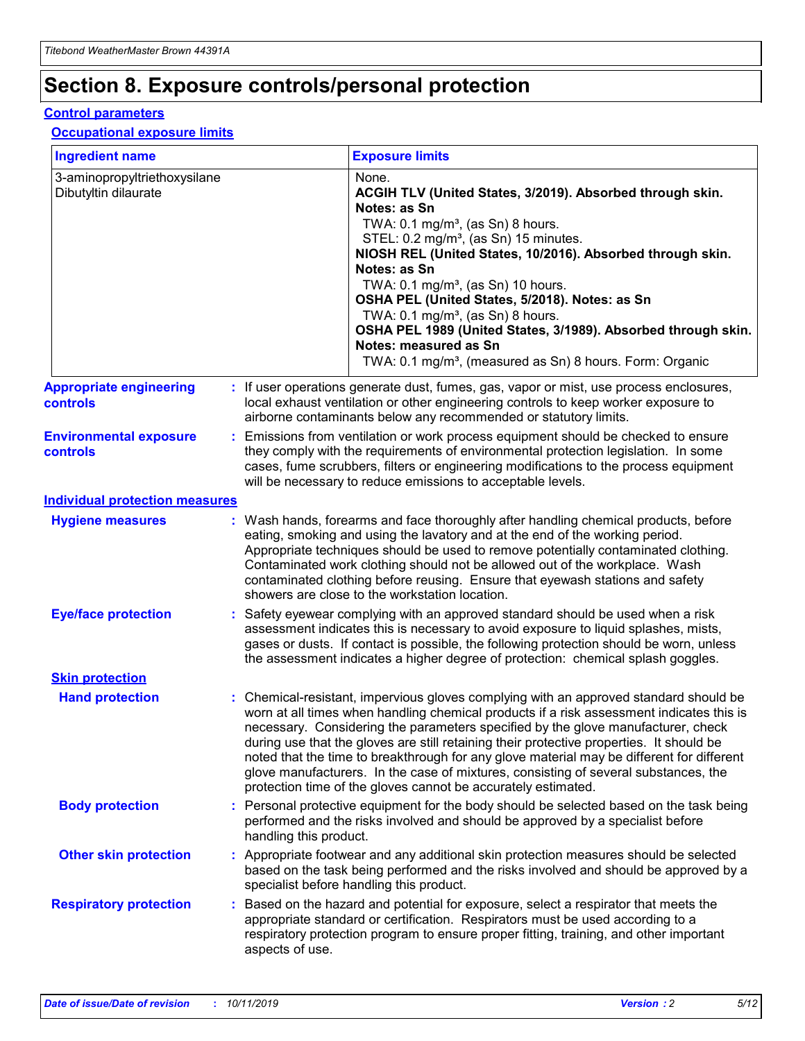# Section 8. Exposure controls/personal protection

## Control parameters

### Occupational exposure limits

| Ingredient name | Exposure limits |
|---|---|
| 3-aminopropyltriethoxysilane<br>Dibutyltin dilaurate | None.<br>**ACGIH TLV (United States, 3/2019). Absorbed through skin. Notes: as Sn**<br>TWA: 0.1 mg/m³, (as Sn) 8 hours.<br>STEL: 0.2 mg/m³, (as Sn) 15 minutes.<br>**NIOSH REL (United States, 10/2016). Absorbed through skin. Notes: as Sn**<br>TWA: 0.1 mg/m³, (as Sn) 10 hours.<br>**OSHA PEL (United States, 5/2018). Notes: as Sn**<br>TWA: 0.1 mg/m³, (as Sn) 8 hours.<br>**OSHA PEL 1989 (United States, 3/1989). Absorbed through skin. Notes: measured as Sn**<br>TWA: 0.1 mg/m³, (measured as Sn) 8 hours. Form: Organic |

**Appropriate engineering controls** : If user operations generate dust, fumes, gas, vapor or mist, use process enclosures, local exhaust ventilation or other engineering controls to keep worker exposure to airborne contaminants below any recommended or statutory limits.

**Environmental exposure controls** : Emissions from ventilation or work process equipment should be checked to ensure they comply with the requirements of environmental protection legislation. In some cases, fume scrubbers, filters or engineering modifications to the process equipment will be necessary to reduce emissions to acceptable levels.

## Individual protection measures

**Hygiene measures** : Wash hands, forearms and face thoroughly after handling chemical products, before eating, smoking and using the lavatory and at the end of the working period. Appropriate techniques should be used to remove potentially contaminated clothing. Contaminated work clothing should not be allowed out of the workplace. Wash contaminated clothing before reusing. Ensure that eyewash stations and safety showers are close to the workstation location.

**Eye/face protection** : Safety eyewear complying with an approved standard should be used when a risk assessment indicates this is necessary to avoid exposure to liquid splashes, mists, gases or dusts. If contact is possible, the following protection should be worn, unless the assessment indicates a higher degree of protection: chemical splash goggles.

### Skin protection

**Hand protection** : Chemical-resistant, impervious gloves complying with an approved standard should be worn at all times when handling chemical products if a risk assessment indicates this is necessary. Considering the parameters specified by the glove manufacturer, check during use that the gloves are still retaining their protective properties. It should be noted that the time to breakthrough for any glove material may be different for different glove manufacturers. In the case of mixtures, consisting of several substances, the protection time of the gloves cannot be accurately estimated.

**Body protection** : Personal protective equipment for the body should be selected based on the task being performed and the risks involved and should be approved by a specialist before handling this product.

**Other skin protection** : Appropriate footwear and any additional skin protection measures should be selected based on the task being performed and the risks involved and should be approved by a specialist before handling this product.

**Respiratory protection** : Based on the hazard and potential for exposure, select a respirator that meets the appropriate standard or certification. Respirators must be used according to a respiratory protection program to ensure proper fitting, training, and other important aspects of use.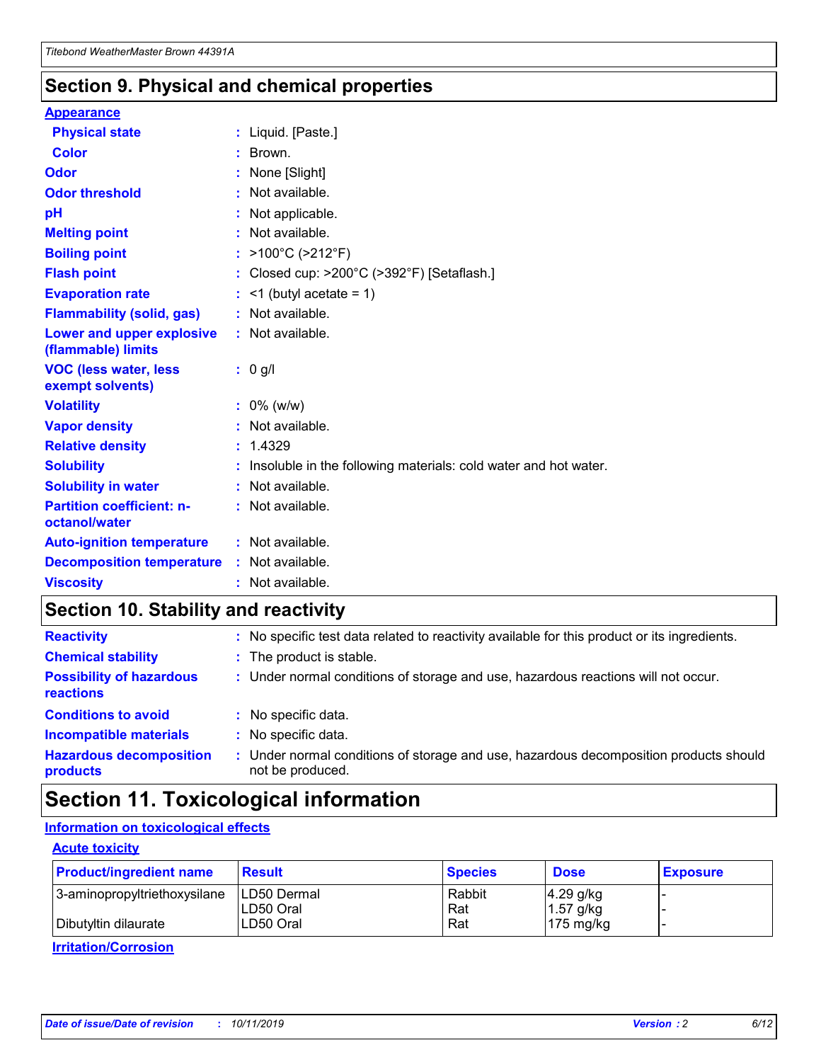## Section 9. Physical and chemical properties

### Appearance

| | |
|---|---|
| **Physical state** | : Liquid. [Paste.] |
| **Color** | : Brown. |
| **Odor** | : None [Slight] |
| **Odor threshold** | : Not available. |
| **pH** | : Not applicable. |
| **Melting point** | : Not available. |
| **Boiling point** | : >100°C (>212°F) |
| **Flash point** | : Closed cup: >200°C (>392°F) [Setaflash.] |
| **Evaporation rate** | : <1 (butyl acetate = 1) |
| **Flammability (solid, gas)** | : Not available. |
| **Lower and upper explosive (flammable) limits** | : Not available. |
| **VOC (less water, less exempt solvents)** | : 0 g/l |
| **Volatility** | : 0% (w/w) |
| **Vapor density** | : Not available. |
| **Relative density** | : 1.4329 |
| **Solubility** | : Insoluble in the following materials: cold water and hot water. |
| **Solubility in water** | : Not available. |
| **Partition coefficient: n-octanol/water** | : Not available. |
| **Auto-ignition temperature** | : Not available. |
| **Decomposition temperature** | : Not available. |
| **Viscosity** | : Not available. |

## Section 10. Stability and reactivity

| | |
|---|---|
| **Reactivity** | : No specific test data related to reactivity available for this product or its ingredients. |
| **Chemical stability** | : The product is stable. |
| **Possibility of hazardous reactions** | : Under normal conditions of storage and use, hazardous reactions will not occur. |
| **Conditions to avoid** | : No specific data. |
| **Incompatible materials** | : No specific data. |
| **Hazardous decomposition products** | : Under normal conditions of storage and use, hazardous decomposition products should not be produced. |

## Section 11. Toxicological information

### Information on toxicological effects

#### Acute toxicity

| Product/ingredient name | Result | Species | Dose | Exposure |
|---|---|---|---|---|
| 3-aminopropyltriethoxysilane | LD50 Dermal | Rabbit | 4.29 g/kg | - |
| | LD50 Oral | Rat | 1.57 g/kg | - |
| Dibutyltin dilaurate | LD50 Oral | Rat | 175 mg/kg | - |

#### Irritation/Corrosion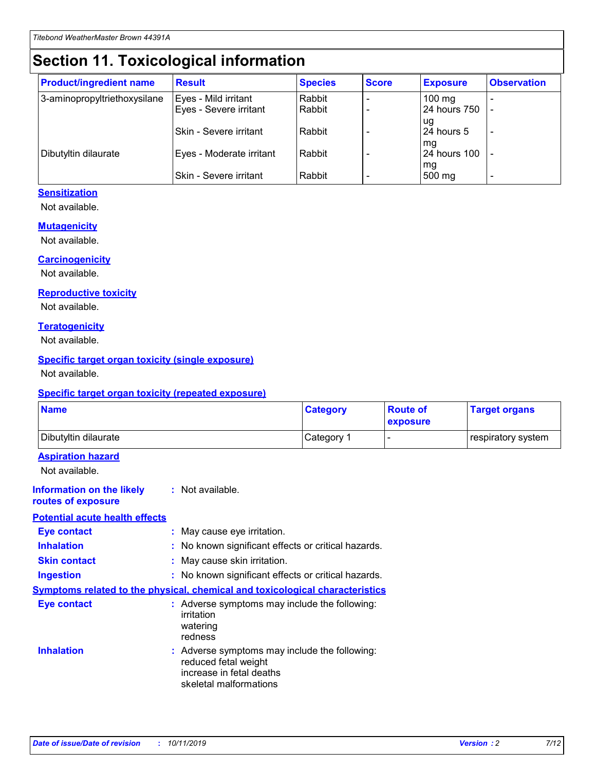# Section 11. Toxicological information

| Product/ingredient name | Result | Species | Score | Exposure | Observation |
|---|---|---|---|---|---|
| 3-aminopropyltriethoxysilane | Eyes - Mild irritant | Rabbit | - | 100 mg | - |
| | Eyes - Severe irritant | Rabbit | - | 24 hours 750 ug | - |
| | Skin - Severe irritant | Rabbit | - | 24 hours 5 mg | - |
| Dibutyltin dilaurate | Eyes - Moderate irritant | Rabbit | - | 24 hours 100 mg | - |
| | Skin - Severe irritant | Rabbit | - | 500 mg | - |

### Sensitization

Not available.

### Mutagenicity

Not available.

### Carcinogenicity

Not available.

### Reproductive toxicity

Not available.

### Teratogenicity

Not available.

### Specific target organ toxicity (single exposure)

Not available.

### Specific target organ toxicity (repeated exposure)

| Name | Category | Route of exposure | Target organs |
|---|---|---|---|
| Dibutyltin dilaurate | Category 1 | - | respiratory system |

### Aspiration hazard

Not available.

**Information on the likely routes of exposure** : Not available.

### Potential acute health effects

**Eye contact** : May cause eye irritation.

**Inhalation** : No known significant effects or critical hazards.

**Skin contact** : May cause skin irritation.

**Ingestion** : No known significant effects or critical hazards.

### Symptoms related to the physical, chemical and toxicological characteristics

**Eye contact** : Adverse symptoms may include the following:
irritation
watering
redness

**Inhalation** : Adverse symptoms may include the following:
reduced fetal weight
increase in fetal deaths
skeletal malformations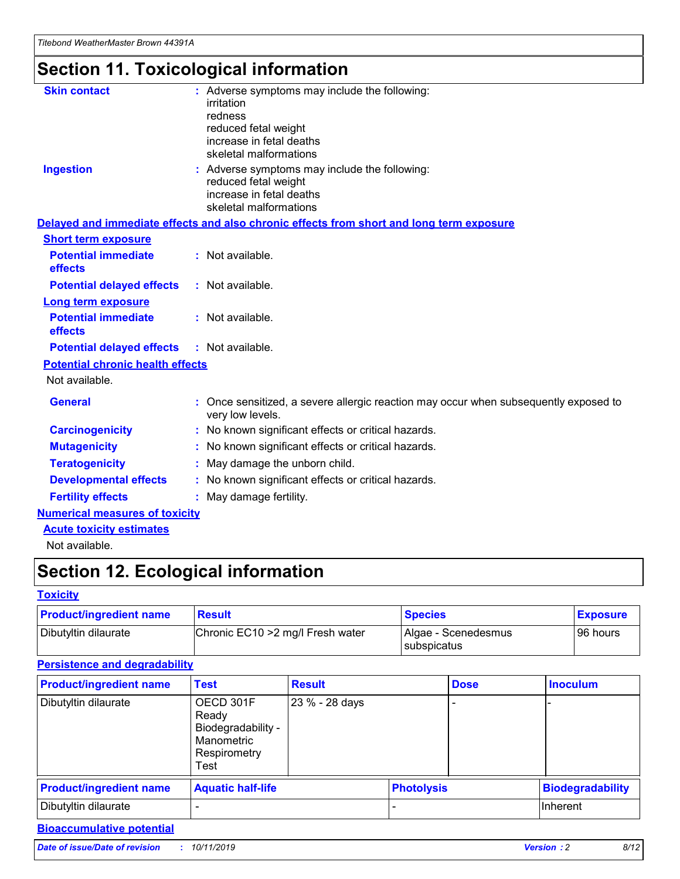# Section 11. Toxicological information

**Skin contact** : Adverse symptoms may include the following:
irritation
redness
reduced fetal weight
increase in fetal deaths
skeletal malformations

**Ingestion** : Adverse symptoms may include the following:
reduced fetal weight
increase in fetal deaths
skeletal malformations

## Delayed and immediate effects and also chronic effects from short and long term exposure

### Short term exposure

**Potential immediate effects** : Not available.

**Potential delayed effects** : Not available.

### Long term exposure

**Potential immediate effects** : Not available.

**Potential delayed effects** : Not available.

### Potential chronic health effects

Not available.

**General** : Once sensitized, a severe allergic reaction may occur when subsequently exposed to very low levels.

**Carcinogenicity** : No known significant effects or critical hazards.

**Mutagenicity** : No known significant effects or critical hazards.

**Teratogenicity** : May damage the unborn child.

**Developmental effects** : No known significant effects or critical hazards.

**Fertility effects** : May damage fertility.

## Numerical measures of toxicity

### Acute toxicity estimates

Not available.

# Section 12. Ecological information

## Toxicity

| Product/ingredient name | Result | Species | Exposure |
|---|---|---|---|
| Dibutyltin dilaurate | Chronic EC10 >2 mg/l Fresh water | Algae - Scenedesmus subspicatus | 96 hours |

## Persistence and degradability

| Product/ingredient name | Test | Result | Dose | Inoculum |
|---|---|---|---|---|
| Dibutyltin dilaurate | OECD 301F Ready Biodegradability - Manometric Respirometry Test | 23 % - 28 days | - | - |

| Product/ingredient name | Aquatic half-life | Photolysis | Biodegradability |
|---|---|---|---|
| Dibutyltin dilaurate | - | - | Inherent |

## Bioaccumulative potential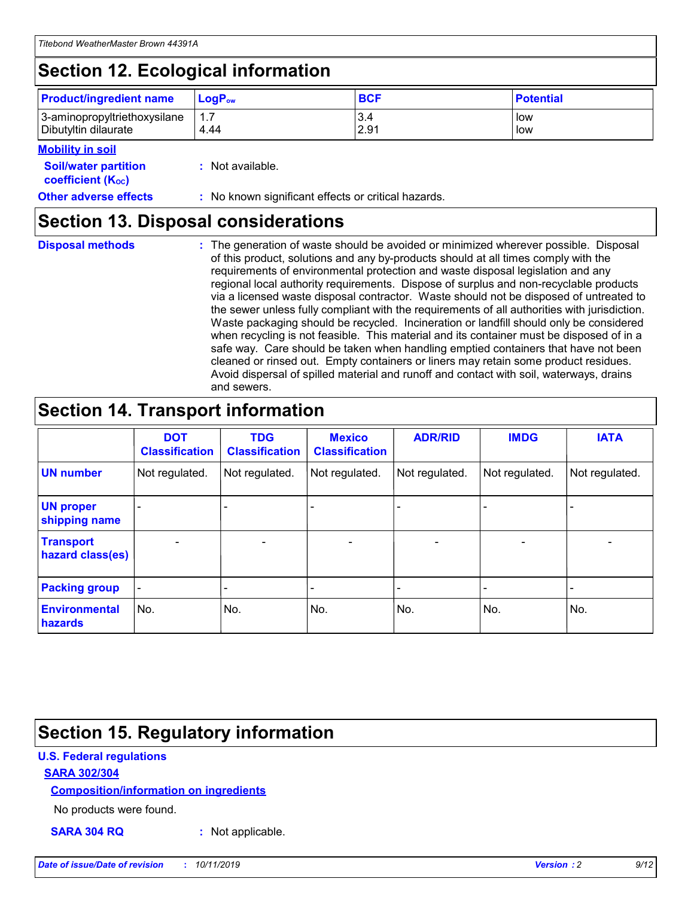## Section 12. Ecological information

| Product/ingredient name | $LogP_{ow}$ | BCF | Potential |
|---|---|---|---|
| 3-aminopropyltriethoxysilane | 1.7 | 3.4 | low |
| Dibutyltin dilaurate | 4.44 | 2.91 | low |

**Mobility in soil**

**Soil/water partition coefficient ($K_{OC}$)** : Not available.

**Other adverse effects** : No known significant effects or critical hazards.

## Section 13. Disposal considerations

**Disposal methods** : The generation of waste should be avoided or minimized wherever possible. Disposal of this product, solutions and any by-products should at all times comply with the requirements of environmental protection and waste disposal legislation and any regional local authority requirements. Dispose of surplus and non-recyclable products via a licensed waste disposal contractor. Waste should not be disposed of untreated to the sewer unless fully compliant with the requirements of all authorities with jurisdiction. Waste packaging should be recycled. Incineration or landfill should only be considered when recycling is not feasible. This material and its container must be disposed of in a safe way. Care should be taken when handling emptied containers that have not been cleaned or rinsed out. Empty containers or liners may retain some product residues. Avoid dispersal of spilled material and runoff and contact with soil, waterways, drains and sewers.

## Section 14. Transport information

| | DOT Classification | TDG Classification | Mexico Classification | ADR/RID | IMDG | IATA |
|---|---|---|---|---|---|---|
| UN number | Not regulated. | Not regulated. | Not regulated. | Not regulated. | Not regulated. | Not regulated. |
| UN proper shipping name | - | - | - | - | - | - |
| Transport hazard class(es) | - | - | - | - | - | - |
| Packing group | - | - | - | - | - | - |
| Environmental hazards | No. | No. | No. | No. | No. | No. |

## Section 15. Regulatory information

**U.S. Federal regulations**

**SARA 302/304**

**Composition/information on ingredients**

No products were found.

**SARA 304 RQ** : Not applicable.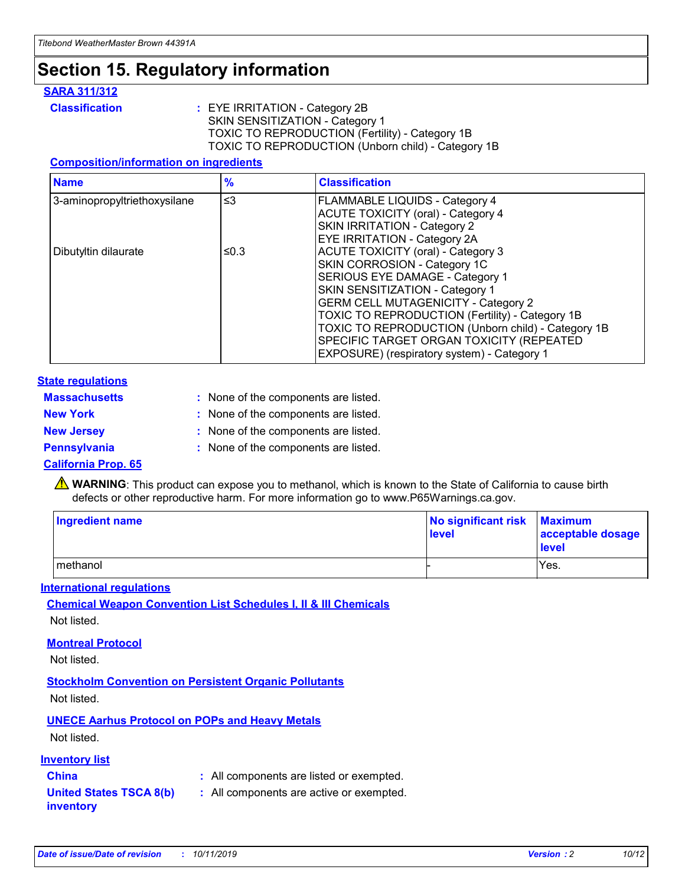# Section 15. Regulatory information

**SARA 311/312**

**Classification** : EYE IRRITATION - Category 2B
SKIN SENSITIZATION - Category 1
TOXIC TO REPRODUCTION (Fertility) - Category 1B
TOXIC TO REPRODUCTION (Unborn child) - Category 1B

**Composition/information on ingredients**

| Name | % | Classification |
|---|---|---|
| 3-aminopropyltriethoxysilane | ≤3 | FLAMMABLE LIQUIDS - Category 4<br>ACUTE TOXICITY (oral) - Category 4<br>SKIN IRRITATION - Category 2<br>EYE IRRITATION - Category 2A |
| Dibutyltin dilaurate | ≤0.3 | ACUTE TOXICITY (oral) - Category 3<br>SKIN CORROSION - Category 1C<br>SERIOUS EYE DAMAGE - Category 1<br>SKIN SENSITIZATION - Category 1<br>GERM CELL MUTAGENICITY - Category 2<br>TOXIC TO REPRODUCTION (Fertility) - Category 1B<br>TOXIC TO REPRODUCTION (Unborn child) - Category 1B<br>SPECIFIC TARGET ORGAN TOXICITY (REPEATED EXPOSURE) (respiratory system) - Category 1 |

**State regulations**

**Massachusetts** : None of the components are listed.

**New York** : None of the components are listed.

**New Jersey** : None of the components are listed.

**Pennsylvania** : None of the components are listed.

**California Prop. 65**

⚠ **WARNING**: This product can expose you to methanol, which is known to the State of California to cause birth defects or other reproductive harm. For more information go to www.P65Warnings.ca.gov.

| Ingredient name | No significant risk level | Maximum acceptable dosage level |
|---|---|---|
| methanol | - | Yes. |

**International regulations**

**Chemical Weapon Convention List Schedules I, II & III Chemicals**

Not listed.

**Montreal Protocol**

Not listed.

**Stockholm Convention on Persistent Organic Pollutants**

Not listed.

**UNECE Aarhus Protocol on POPs and Heavy Metals**

Not listed.

**Inventory list**

**China** : All components are listed or exempted.

**United States TSCA 8(b) inventory** : All components are active or exempted.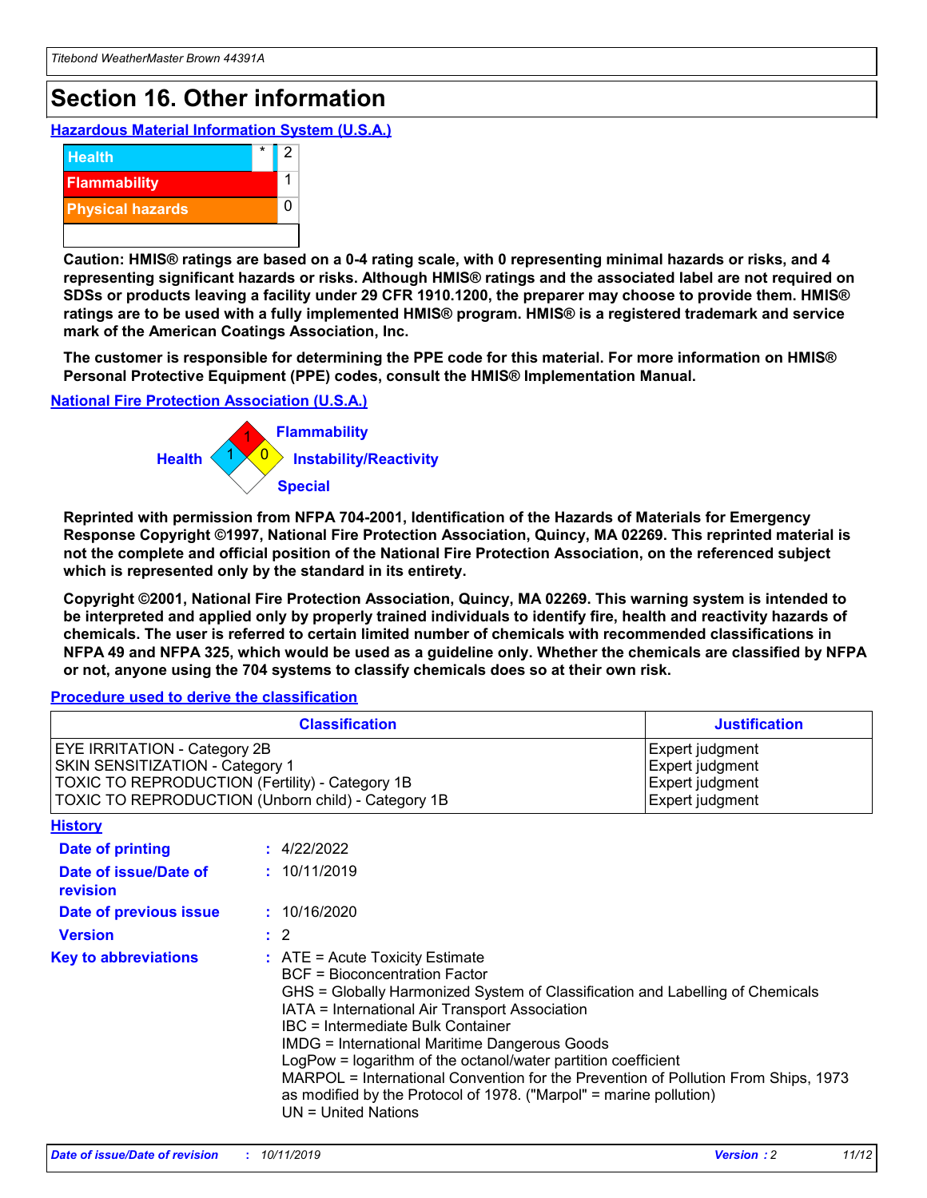# Section 16. Other information

**Hazardous Material Information System (U.S.A.)**

| | | |
|---|---|---|
| Health | * | 2 |
| Flammability | | 1 |
| Physical hazards | | 0 |

**Caution: HMIS® ratings are based on a 0-4 rating scale, with 0 representing minimal hazards or risks, and 4 representing significant hazards or risks. Although HMIS® ratings and the associated label are not required on SDSs or products leaving a facility under 29 CFR 1910.1200, the preparer may choose to provide them. HMIS® ratings are to be used with a fully implemented HMIS® program. HMIS® is a registered trademark and service mark of the American Coatings Association, Inc.**

**The customer is responsible for determining the PPE code for this material. For more information on HMIS® Personal Protective Equipment (PPE) codes, consult the HMIS® Implementation Manual.**

**National Fire Protection Association (U.S.A.)**

Flammability: 1
Health: 1
Instability/Reactivity: 0
Special

**Reprinted with permission from NFPA 704-2001, Identification of the Hazards of Materials for Emergency Response Copyright ©1997, National Fire Protection Association, Quincy, MA 02269. This reprinted material is not the complete and official position of the National Fire Protection Association, on the referenced subject which is represented only by the standard in its entirety.**

**Copyright ©2001, National Fire Protection Association, Quincy, MA 02269. This warning system is intended to be interpreted and applied only by properly trained individuals to identify fire, health and reactivity hazards of chemicals. The user is referred to certain limited number of chemicals with recommended classifications in NFPA 49 and NFPA 325, which would be used as a guideline only. Whether the chemicals are classified by NFPA or not, anyone using the 704 systems to classify chemicals does so at their own risk.**

**Procedure used to derive the classification**

| Classification | Justification |
|---|---|
| EYE IRRITATION - Category 2B | Expert judgment |
| SKIN SENSITIZATION - Category 1 | Expert judgment |
| TOXIC TO REPRODUCTION (Fertility) - Category 1B | Expert judgment |
| TOXIC TO REPRODUCTION (Unborn child) - Category 1B | Expert judgment |

**History**

**Date of printing** : 4/22/2022

**Date of issue/Date of revision** : 10/11/2019

**Date of previous issue** : 10/16/2020

**Version** : 2

**Key to abbreviations** : ATE = Acute Toxicity Estimate
BCF = Bioconcentration Factor
GHS = Globally Harmonized System of Classification and Labelling of Chemicals
IATA = International Air Transport Association
IBC = Intermediate Bulk Container
IMDG = International Maritime Dangerous Goods
LogPow = logarithm of the octanol/water partition coefficient
MARPOL = International Convention for the Prevention of Pollution From Ships, 1973 as modified by the Protocol of 1978. ("Marpol" = marine pollution)
UN = United Nations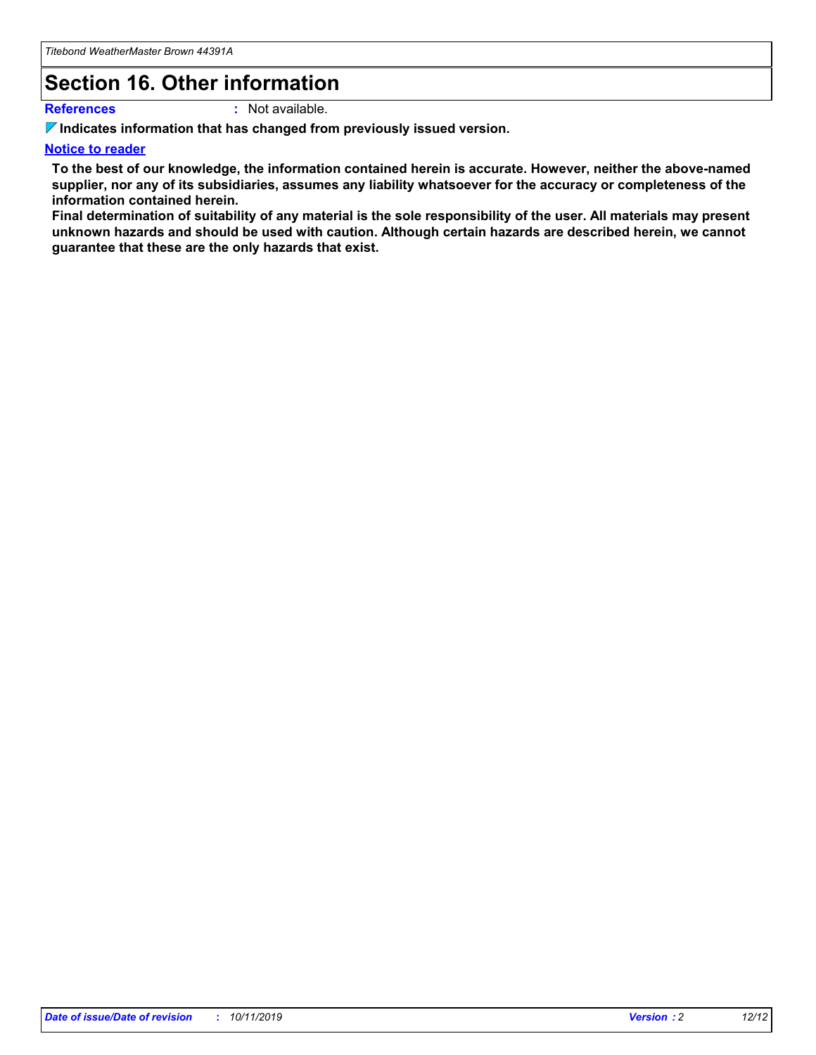# Section 16. Other information

**References** : Not available.

**Indicates information that has changed from previously issued version.**

**Notice to reader**

**To the best of our knowledge, the information contained herein is accurate. However, neither the above-named supplier, nor any of its subsidiaries, assumes any liability whatsoever for the accuracy or completeness of the information contained herein.**

**Final determination of suitability of any material is the sole responsibility of the user. All materials may present unknown hazards and should be used with caution. Although certain hazards are described herein, we cannot guarantee that these are the only hazards that exist.**